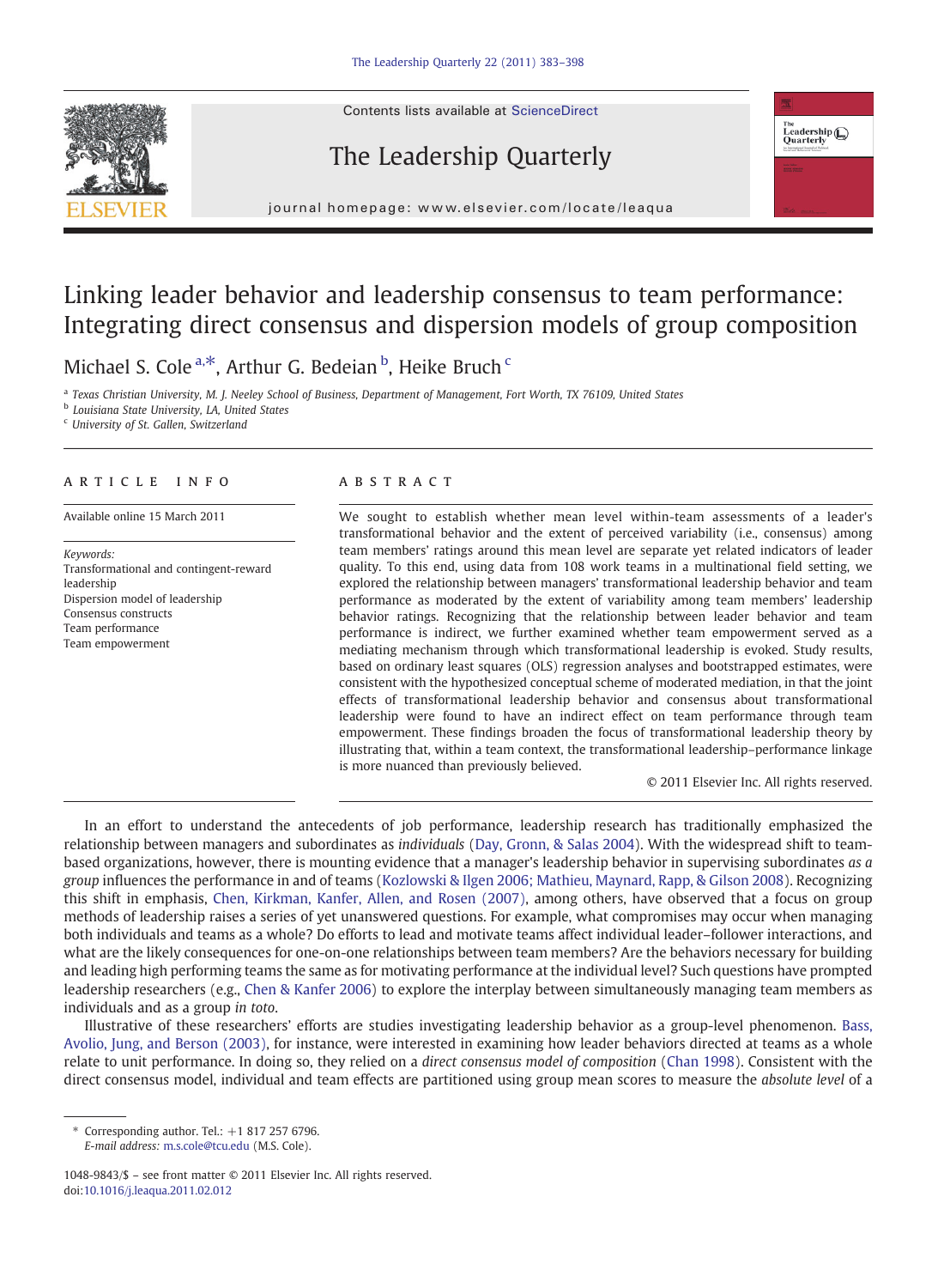# Linking leader behavior and leadership consensus to team performance: Integrating direct consensus and dispersion models of group composition

Michael S. Cole [a,*], Arthur G. Bedeian [b], Heike Bruch [c]

[a] Texas Christian University, M. J. Neeley School of Business, Department of Management, Fort Worth, TX 76109, United States
[b] Louisiana State University, LA, United States
[c] University of St. Gallen, Switzerland

## ARTICLE INFO

Available online 15 March 2011

*Keywords:*
Transformational and contingent-reward leadership
Dispersion model of leadership
Consensus constructs
Team performance
Team empowerment

## ABSTRACT

We sought to establish whether mean level within-team assessments of a leader's transformational behavior and the extent of perceived variability (i.e., consensus) among team members' ratings around this mean level are separate yet related indicators of leader quality. To this end, using data from 108 work teams in a multinational field setting, we explored the relationship between managers' transformational leadership behavior and team performance as moderated by the extent of variability among team members' leadership behavior ratings. Recognizing that the relationship between leader behavior and team performance is indirect, we further examined whether team empowerment served as a mediating mechanism through which transformational leadership is evoked. Study results, based on ordinary least squares (OLS) regression analyses and bootstrapped estimates, were consistent with the hypothesized conceptual scheme of moderated mediation, in that the joint effects of transformational leadership behavior and consensus about transformational leadership were found to have an indirect effect on team performance through team empowerment. These findings broaden the focus of transformational leadership theory by illustrating that, within a team context, the transformational leadership–performance linkage is more nuanced than previously believed.

© 2011 Elsevier Inc. All rights reserved.

In an effort to understand the antecedents of job performance, leadership research has traditionally emphasized the relationship between managers and subordinates as *individuals* (Day, Gronn, & Salas 2004). With the widespread shift to team-based organizations, however, there is mounting evidence that a manager's leadership behavior in supervising subordinates *as a group* influences the performance in and of teams (Kozlowski & Ilgen 2006; Mathieu, Maynard, Rapp, & Gilson 2008). Recognizing this shift in emphasis, Chen, Kirkman, Kanfer, Allen, and Rosen (2007), among others, have observed that a focus on group methods of leadership raises a series of yet unanswered questions. For example, what compromises may occur when managing both individuals and teams as a whole? Do efforts to lead and motivate teams affect individual leader–follower interactions, and what are the likely consequences for one-on-one relationships between team members? Are the behaviors necessary for building and leading high performing teams the same as for motivating performance at the individual level? Such questions have prompted leadership researchers (e.g., Chen & Kanfer 2006) to explore the interplay between simultaneously managing team members as individuals and as a group *in toto*.

Illustrative of these researchers' efforts are studies investigating leadership behavior as a group-level phenomenon. Bass, Avolio, Jung, and Berson (2003), for instance, were interested in examining how leader behaviors directed at teams as a whole relate to unit performance. In doing so, they relied on a *direct consensus model of composition* (Chan 1998). Consistent with the direct consensus model, individual and team effects are partitioned using group mean scores to measure the *absolute level* of a

\* Corresponding author. Tel.: +1 817 257 6796.
*E-mail address:* m.s.cole@tcu.edu (M.S. Cole).

1048-9843/$ – see front matter © 2011 Elsevier Inc. All rights reserved.
doi:10.1016/j.leaqua.2011.02.012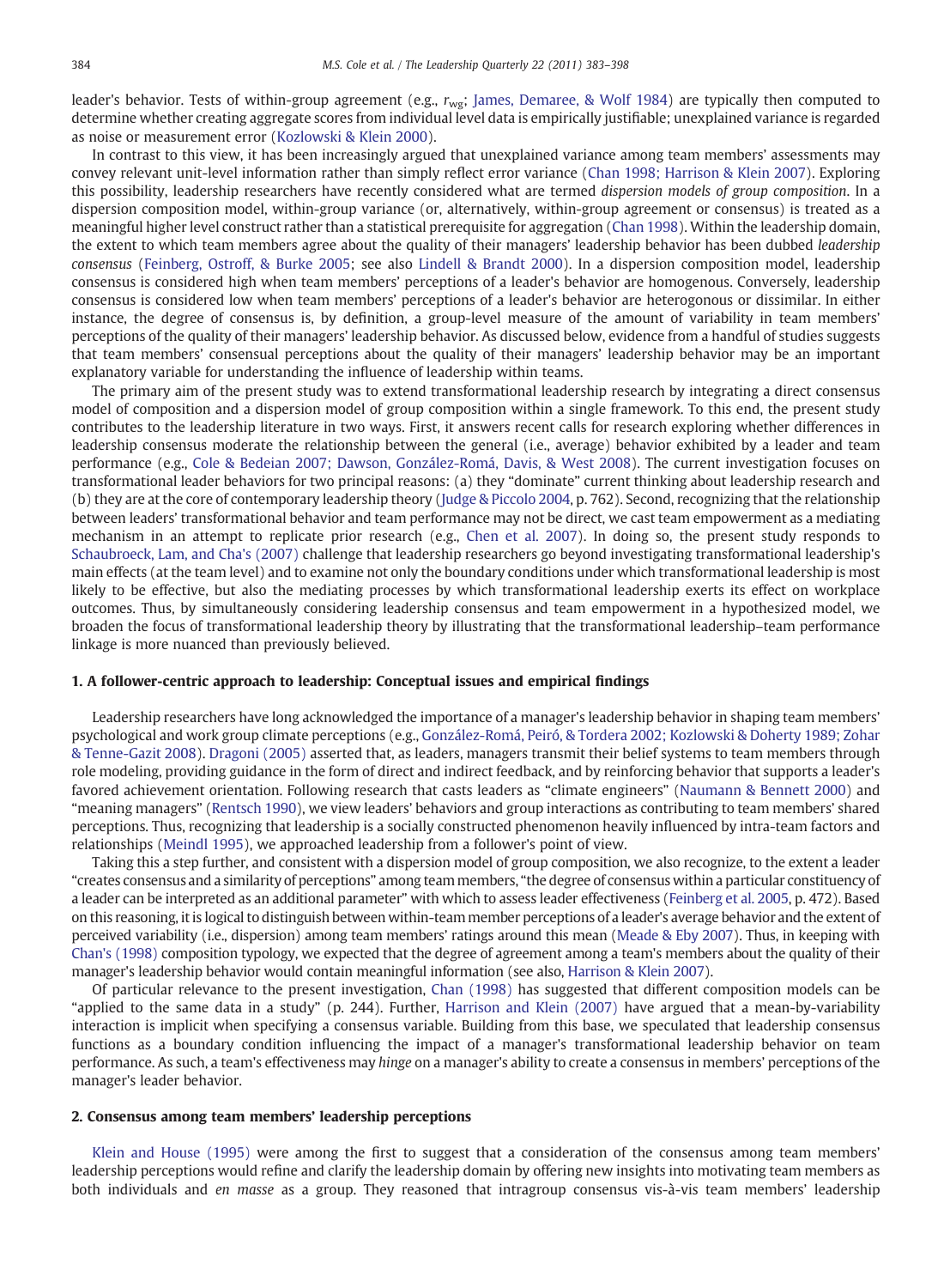leader's behavior. Tests of within-group agreement (e.g., $r_{wg}$; James, Demaree, & Wolf 1984) are typically then computed to determine whether creating aggregate scores from individual level data is empirically justifiable; unexplained variance is regarded as noise or measurement error (Kozlowski & Klein 2000).

In contrast to this view, it has been increasingly argued that unexplained variance among team members' assessments may convey relevant unit-level information rather than simply reflect error variance (Chan 1998; Harrison & Klein 2007). Exploring this possibility, leadership researchers have recently considered what are termed *dispersion models of group composition*. In a dispersion composition model, within-group variance (or, alternatively, within-group agreement or consensus) is treated as a meaningful higher level construct rather than a statistical prerequisite for aggregation (Chan 1998). Within the leadership domain, the extent to which team members agree about the quality of their managers' leadership behavior has been dubbed *leadership consensus* (Feinberg, Ostroff, & Burke 2005; see also Lindell & Brandt 2000). In a dispersion composition model, leadership consensus is considered high when team members' perceptions of a leader's behavior are homogenous. Conversely, leadership consensus is considered low when team members' perceptions of a leader's behavior are heterogonous or dissimilar. In either instance, the degree of consensus is, by definition, a group-level measure of the amount of variability in team members' perceptions of the quality of their managers' leadership behavior. As discussed below, evidence from a handful of studies suggests that team members' consensual perceptions about the quality of their managers' leadership behavior may be an important explanatory variable for understanding the influence of leadership within teams.

The primary aim of the present study was to extend transformational leadership research by integrating a direct consensus model of composition and a dispersion model of group composition within a single framework. To this end, the present study contributes to the leadership literature in two ways. First, it answers recent calls for research exploring whether differences in leadership consensus moderate the relationship between the general (i.e., average) behavior exhibited by a leader and team performance (e.g., Cole & Bedeian 2007; Dawson, González-Romá, Davis, & West 2008). The current investigation focuses on transformational leader behaviors for two principal reasons: (a) they "dominate" current thinking about leadership research and (b) they are at the core of contemporary leadership theory (Judge & Piccolo 2004, p. 762). Second, recognizing that the relationship between leaders' transformational behavior and team performance may not be direct, we cast team empowerment as a mediating mechanism in an attempt to replicate prior research (e.g., Chen et al. 2007). In doing so, the present study responds to Schaubroeck, Lam, and Cha's (2007) challenge that leadership researchers go beyond investigating transformational leadership's main effects (at the team level) and to examine not only the boundary conditions under which transformational leadership is most likely to be effective, but also the mediating processes by which transformational leadership exerts its effect on workplace outcomes. Thus, by simultaneously considering leadership consensus and team empowerment in a hypothesized model, we broaden the focus of transformational leadership theory by illustrating that the transformational leadership–team performance linkage is more nuanced than previously believed.

## 1. A follower-centric approach to leadership: Conceptual issues and empirical findings

Leadership researchers have long acknowledged the importance of a manager's leadership behavior in shaping team members' psychological and work group climate perceptions (e.g., González-Romá, Peiró, & Tordera 2002; Kozlowski & Doherty 1989; Zohar & Tenne-Gazit 2008). Dragoni (2005) asserted that, as leaders, managers transmit their belief systems to team members through role modeling, providing guidance in the form of direct and indirect feedback, and by reinforcing behavior that supports a leader's favored achievement orientation. Following research that casts leaders as "climate engineers" (Naumann & Bennett 2000) and "meaning managers" (Rentsch 1990), we view leaders' behaviors and group interactions as contributing to team members' shared perceptions. Thus, recognizing that leadership is a socially constructed phenomenon heavily influenced by intra-team factors and relationships (Meindl 1995), we approached leadership from a follower's point of view.

Taking this a step further, and consistent with a dispersion model of group composition, we also recognize, to the extent a leader "creates consensus and a similarity of perceptions" among team members, "the degree of consensus within a particular constituency of a leader can be interpreted as an additional parameter" with which to assess leader effectiveness (Feinberg et al. 2005, p. 472). Based on this reasoning, it is logical to distinguish between within-team member perceptions of a leader's average behavior and the extent of perceived variability (i.e., dispersion) among team members' ratings around this mean (Meade & Eby 2007). Thus, in keeping with Chan's (1998) composition typology, we expected that the degree of agreement among a team's members about the quality of their manager's leadership behavior would contain meaningful information (see also, Harrison & Klein 2007).

Of particular relevance to the present investigation, Chan (1998) has suggested that different composition models can be "applied to the same data in a study" (p. 244). Further, Harrison and Klein (2007) have argued that a mean-by-variability interaction is implicit when specifying a consensus variable. Building from this base, we speculated that leadership consensus functions as a boundary condition influencing the impact of a manager's transformational leadership behavior on team performance. As such, a team's effectiveness may *hinge* on a manager's ability to create a consensus in members' perceptions of the manager's leader behavior.

## 2. Consensus among team members' leadership perceptions

Klein and House (1995) were among the first to suggest that a consideration of the consensus among team members' leadership perceptions would refine and clarify the leadership domain by offering new insights into motivating team members as both individuals and *en masse* as a group. They reasoned that intragroup consensus vis-à-vis team members' leadership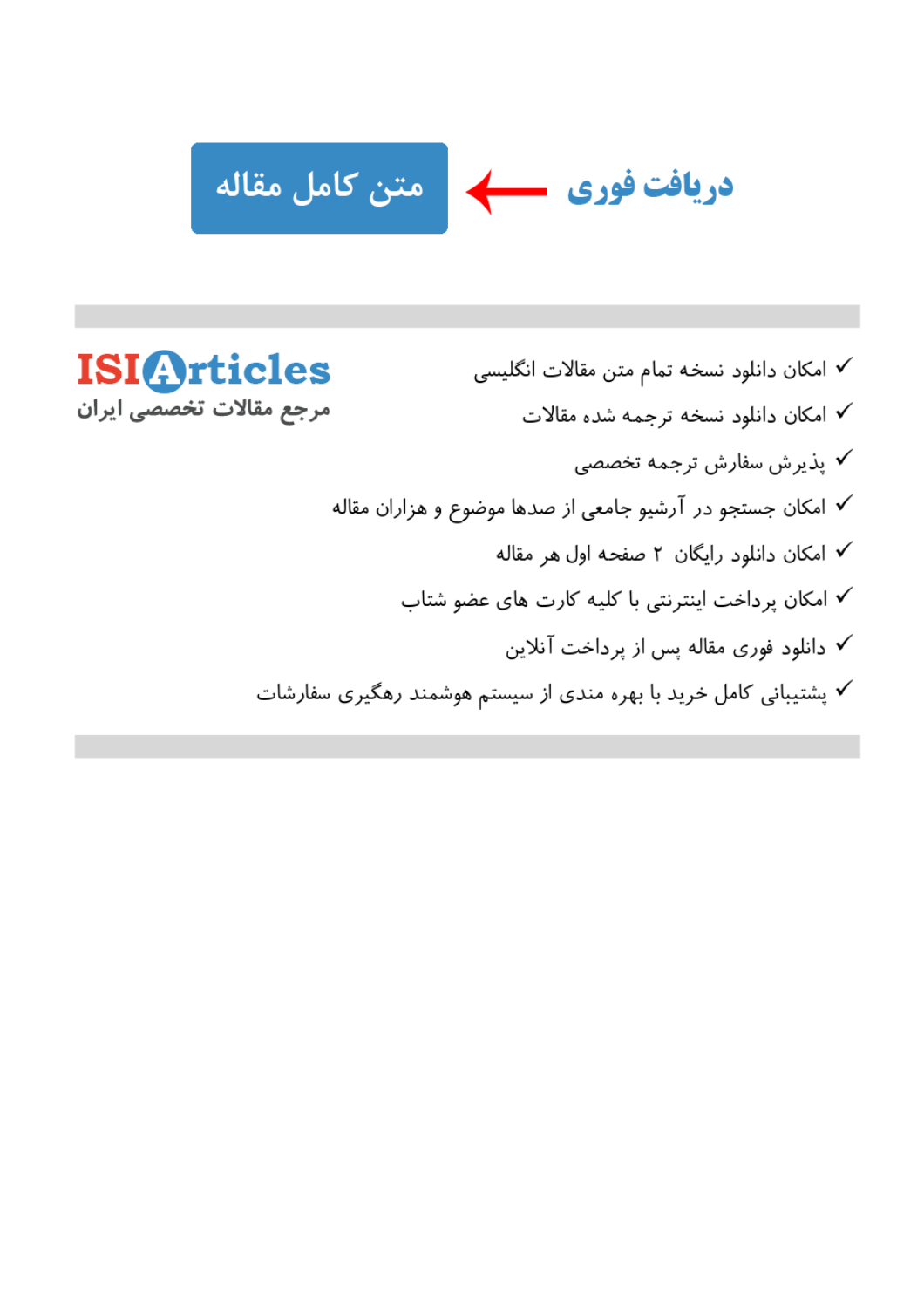دریافت فوری ← **متن کامل مقاله**

**ISIArticles**
مرجع مقالات تخصصی ایران

- ✓ امکان دانلود نسخه تمام متن مقالات انگلیسی
- ✓ امکان دانلود نسخه ترجمه شده مقالات
- ✓ پذیرش سفارش ترجمه تخصصی
- ✓ امکان جستجو در آرشیو جامعی از صدها موضوع و هزاران مقاله
- ✓ امکان دانلود رایگان ۲ صفحه اول هر مقاله
- ✓ امکان پرداخت اینترنتی با کلیه کارت های عضو شتاب
- ✓ دانلود فوری مقاله پس از پرداخت آنلاین
- ✓ پشتیبانی کامل خرید با بهره مندی از سیستم هوشمند رهگیری سفارشات